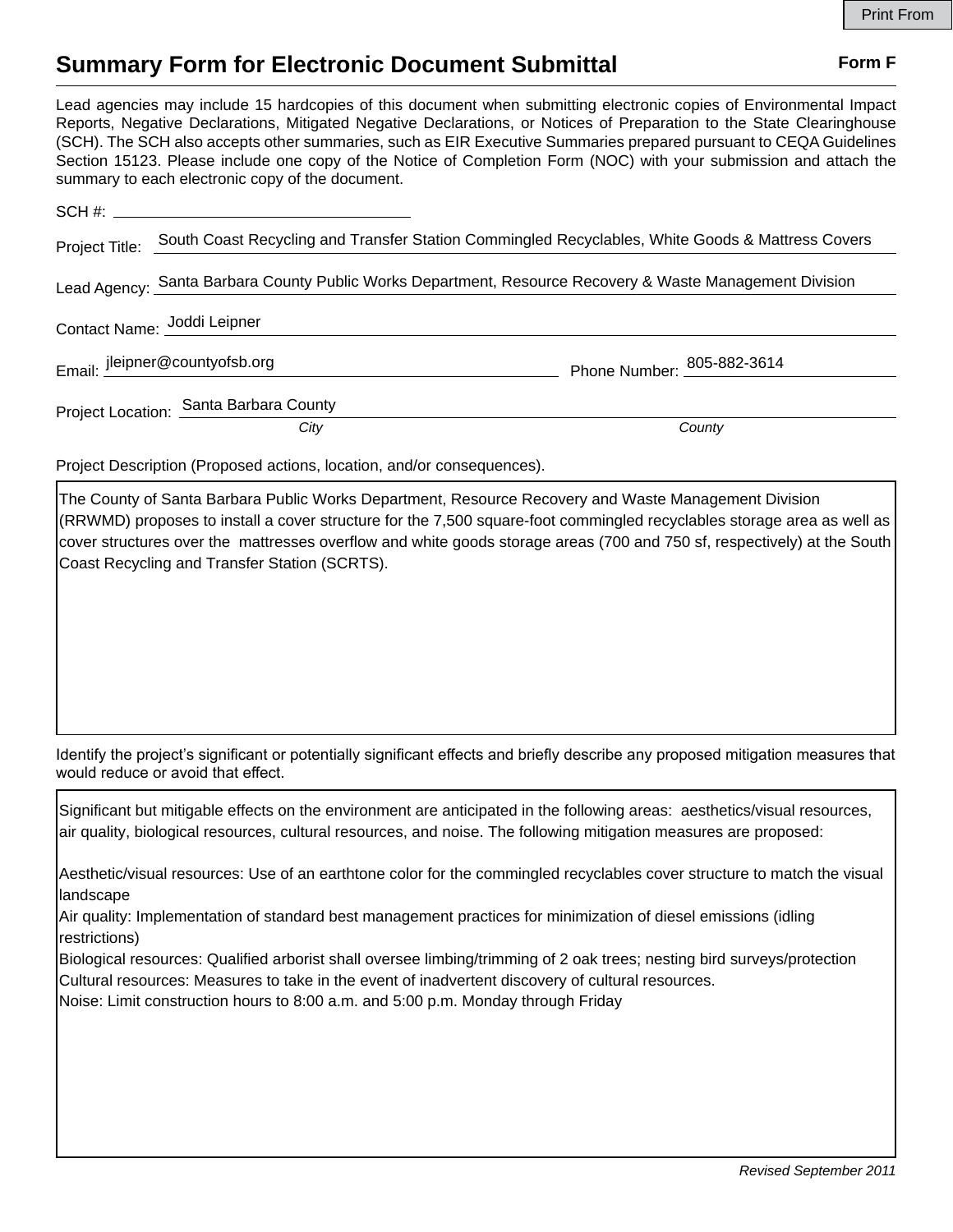Print From

# Summary Form for Electronic Document Submittal

**Form F**

Lead agencies may include 15 hardcopies of this document when submitting electronic copies of Environmental Impact Reports, Negative Declarations, Mitigated Negative Declarations, or Notices of Preparation to the State Clearinghouse (SCH). The SCH also accepts other summaries, such as EIR Executive Summaries prepared pursuant to CEQA Guidelines Section 15123. Please include one copy of the Notice of Completion Form (NOC) with your submission and attach the summary to each electronic copy of the document.

SCH #: 

Project Title: South Coast Recycling and Transfer Station Commingled Recyclables, White Goods & Mattress Covers

Lead Agency: Santa Barbara County Public Works Department, Resource Recovery & Waste Management Division

Contact Name: Joddi Leipner

Email: jleipner@countyofsb.org     Phone Number: 805-882-3614

Project Location: Santa Barbara County

*City*     *County*

Project Description (Proposed actions, location, and/or consequences).

The County of Santa Barbara Public Works Department, Resource Recovery and Waste Management Division (RRWMD) proposes to install a cover structure for the 7,500 square-foot commingled recyclables storage area as well as cover structures over the mattresses overflow and white goods storage areas (700 and 750 sf, respectively) at the South Coast Recycling and Transfer Station (SCRTS).

Identify the project's significant or potentially significant effects and briefly describe any proposed mitigation measures that would reduce or avoid that effect.

Significant but mitigable effects on the environment are anticipated in the following areas: aesthetics/visual resources, air quality, biological resources, cultural resources, and noise. The following mitigation measures are proposed:

Aesthetic/visual resources: Use of an earthtone color for the commingled recyclables cover structure to match the visual landscape
Air quality: Implementation of standard best management practices for minimization of diesel emissions (idling restrictions)
Biological resources: Qualified arborist shall oversee limbing/trimming of 2 oak trees; nesting bird surveys/protection
Cultural resources: Measures to take in the event of inadvertent discovery of cultural resources.
Noise: Limit construction hours to 8:00 a.m. and 5:00 p.m. Monday through Friday

*Revised September 2011*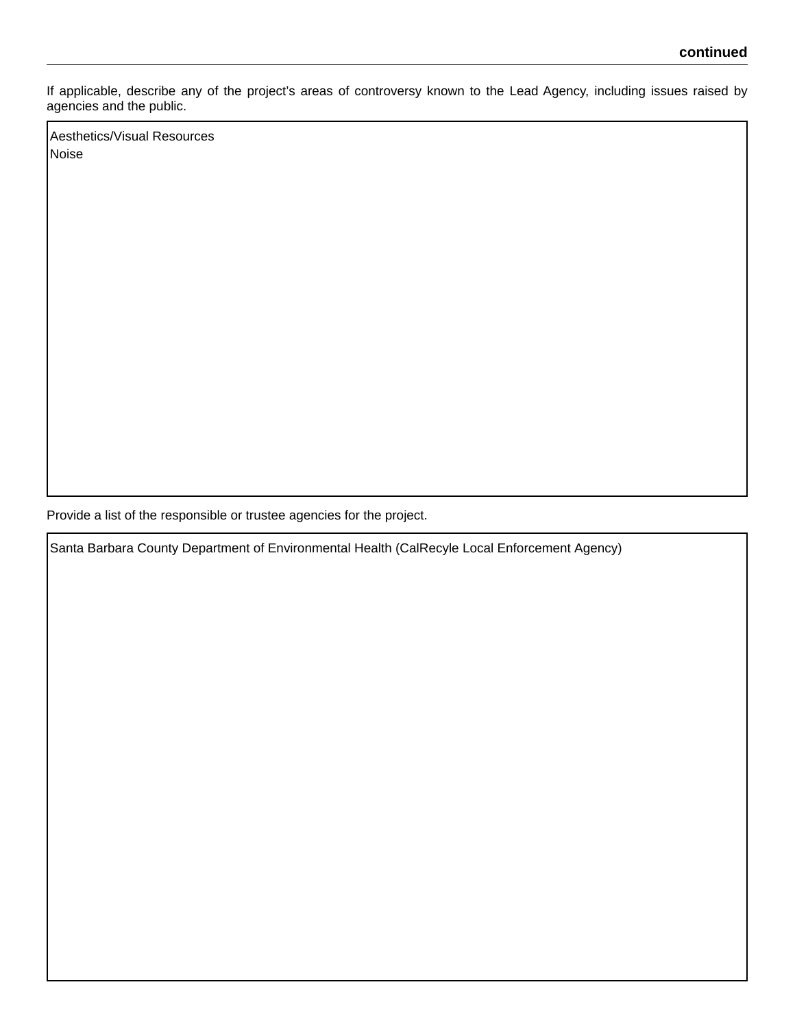**continued**

If applicable, describe any of the project's areas of controversy known to the Lead Agency, including issues raised by agencies and the public.

Aesthetics/Visual Resources
Noise

Provide a list of the responsible or trustee agencies for the project.

Santa Barbara County Department of Environmental Health (CalRecyle Local Enforcement Agency)